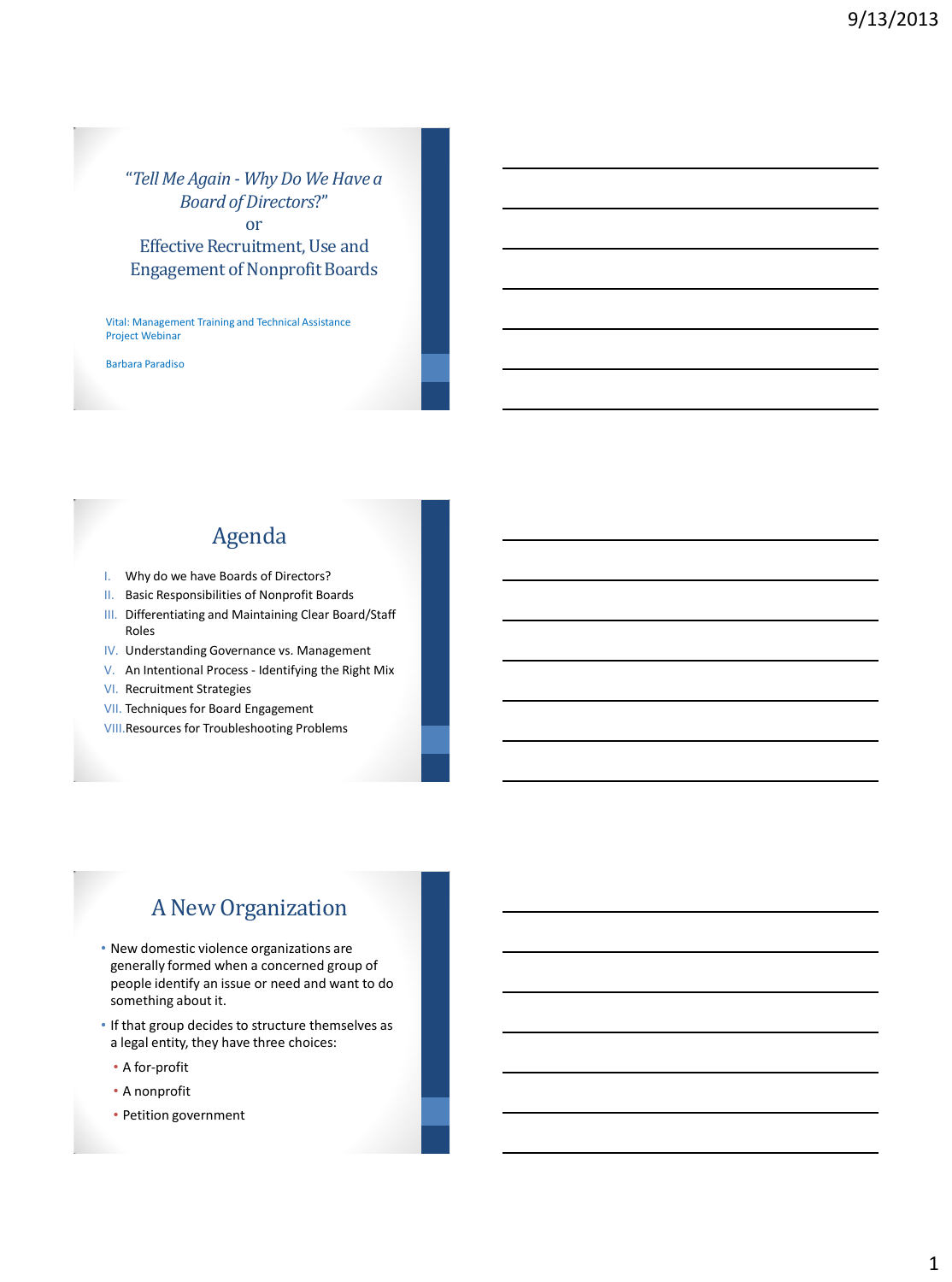# "Tell Me Again - Why Do We Have a Board of Directors?" or Effective Recruitment, Use and Engagement of Nonprofit Boards

Vital: Management Training and Technical Assistance Project Webinar

Barbara Paradiso

## Agenda

I. Why do we have Boards of Directors?
II. Basic Responsibilities of Nonprofit Boards
III. Differentiating and Maintaining Clear Board/Staff Roles
IV. Understanding Governance vs. Management
V. An Intentional Process - Identifying the Right Mix
VI. Recruitment Strategies
VII. Techniques for Board Engagement
VIII. Resources for Troubleshooting Problems

## A New Organization

- New domestic violence organizations are generally formed when a concerned group of people identify an issue or need and want to do something about it.
- If that group decides to structure themselves as a legal entity, they have three choices:
  - A for-profit
  - A nonprofit
  - Petition government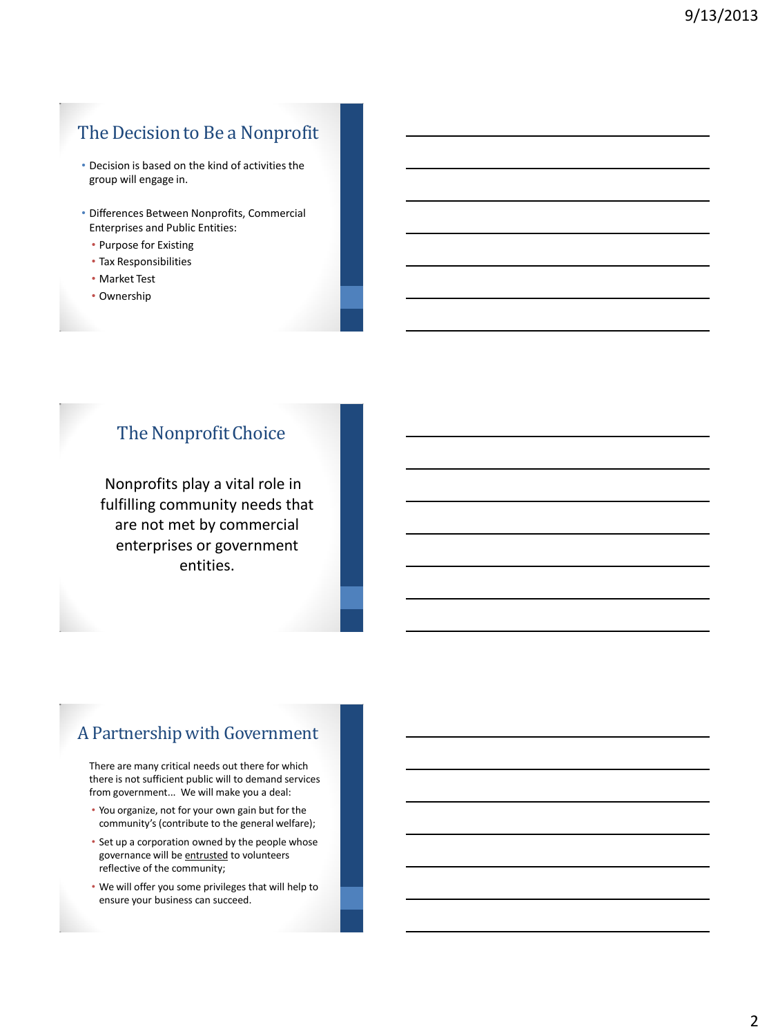## The Decision to Be a Nonprofit

- Decision is based on the kind of activities the group will engage in.
- Differences Between Nonprofits, Commercial Enterprises and Public Entities:
  - Purpose for Existing
  - Tax Responsibilities
  - Market Test
  - Ownership

## The Nonprofit Choice

Nonprofits play a vital role in fulfilling community needs that are not met by commercial enterprises or government entities.

## A Partnership with Government

There are many critical needs out there for which there is not sufficient public will to demand services from government... We will make you a deal:

- You organize, not for your own gain but for the community's (contribute to the general welfare);
- Set up a corporation owned by the people whose governance will be <u>entrusted</u> to volunteers reflective of the community;
- We will offer you some privileges that will help to ensure your business can succeed.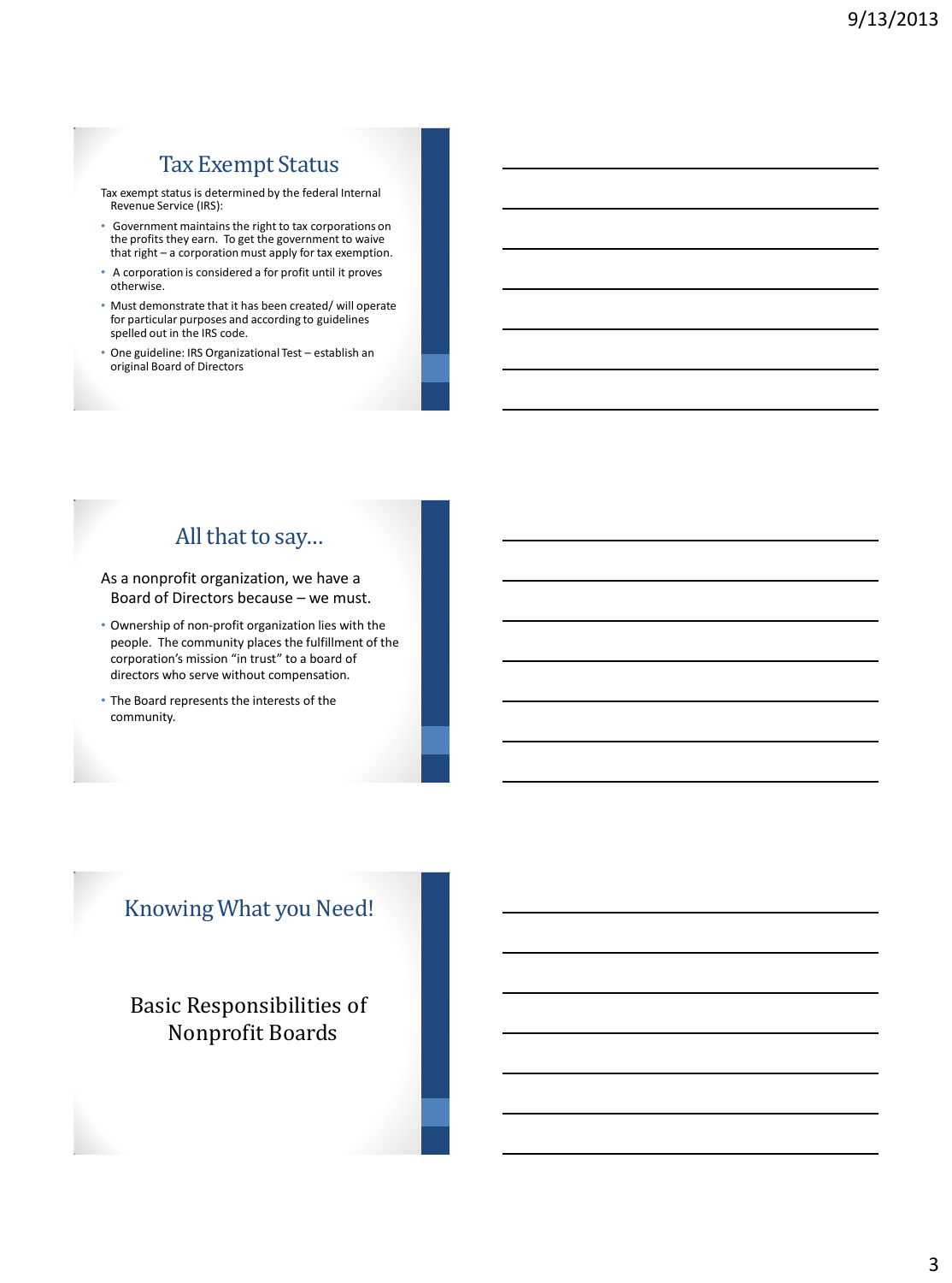## Tax Exempt Status

Tax exempt status is determined by the federal Internal Revenue Service (IRS):

- Government maintains the right to tax corporations on the profits they earn. To get the government to waive that right – a corporation must apply for tax exemption.
- A corporation is considered a for profit until it proves otherwise.
- Must demonstrate that it has been created/ will operate for particular purposes and according to guidelines spelled out in the IRS code.
- One guideline: IRS Organizational Test – establish an original Board of Directors

## All that to say…

As a nonprofit organization, we have a Board of Directors because – we must.

- Ownership of non-profit organization lies with the people. The community places the fulfillment of the corporation's mission "in trust" to a board of directors who serve without compensation.
- The Board represents the interests of the community.

## Knowing What you Need!

Basic Responsibilities of Nonprofit Boards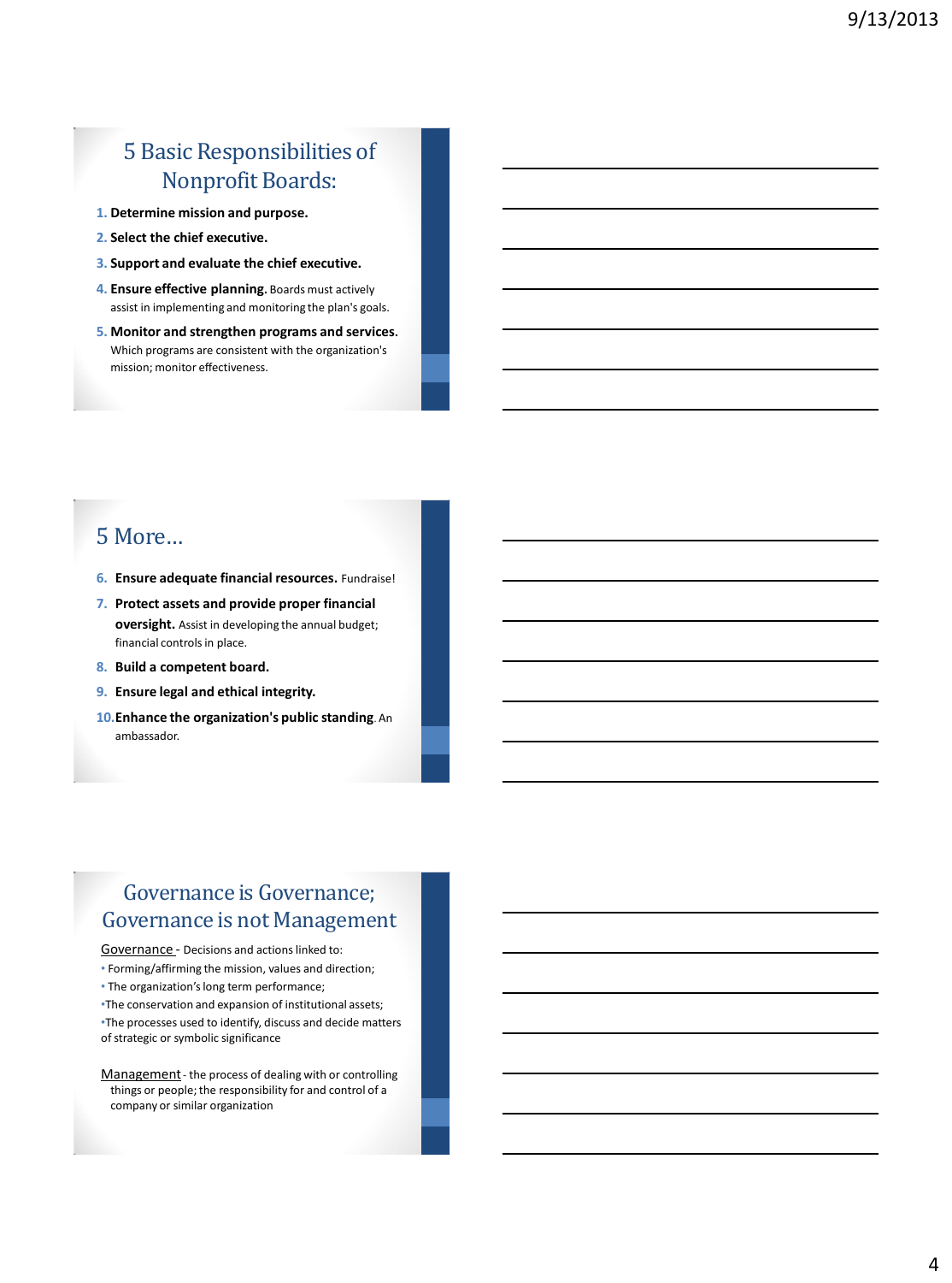## 5 Basic Responsibilities of Nonprofit Boards:

1. **Determine mission and purpose.**
2. **Select the chief executive.**
3. **Support and evaluate the chief executive.**
4. **Ensure effective planning.** Boards must actively assist in implementing and monitoring the plan's goals.
5. **Monitor and strengthen programs and services.** Which programs are consistent with the organization's mission; monitor effectiveness.

## 5 More…

6. **Ensure adequate financial resources.** Fundraise!
7. **Protect assets and provide proper financial oversight.** Assist in developing the annual budget; financial controls in place.
8. **Build a competent board.**
9. **Ensure legal and ethical integrity.**
10. **Enhance the organization's public standing**. An ambassador.

## Governance is Governance; Governance is not Management

Governance - Decisions and actions linked to:

- Forming/affirming the mission, values and direction;
- The organization's long term performance;
- The conservation and expansion of institutional assets;
- The processes used to identify, discuss and decide matters of strategic or symbolic significance

Management - the process of dealing with or controlling things or people; the responsibility for and control of a company or similar organization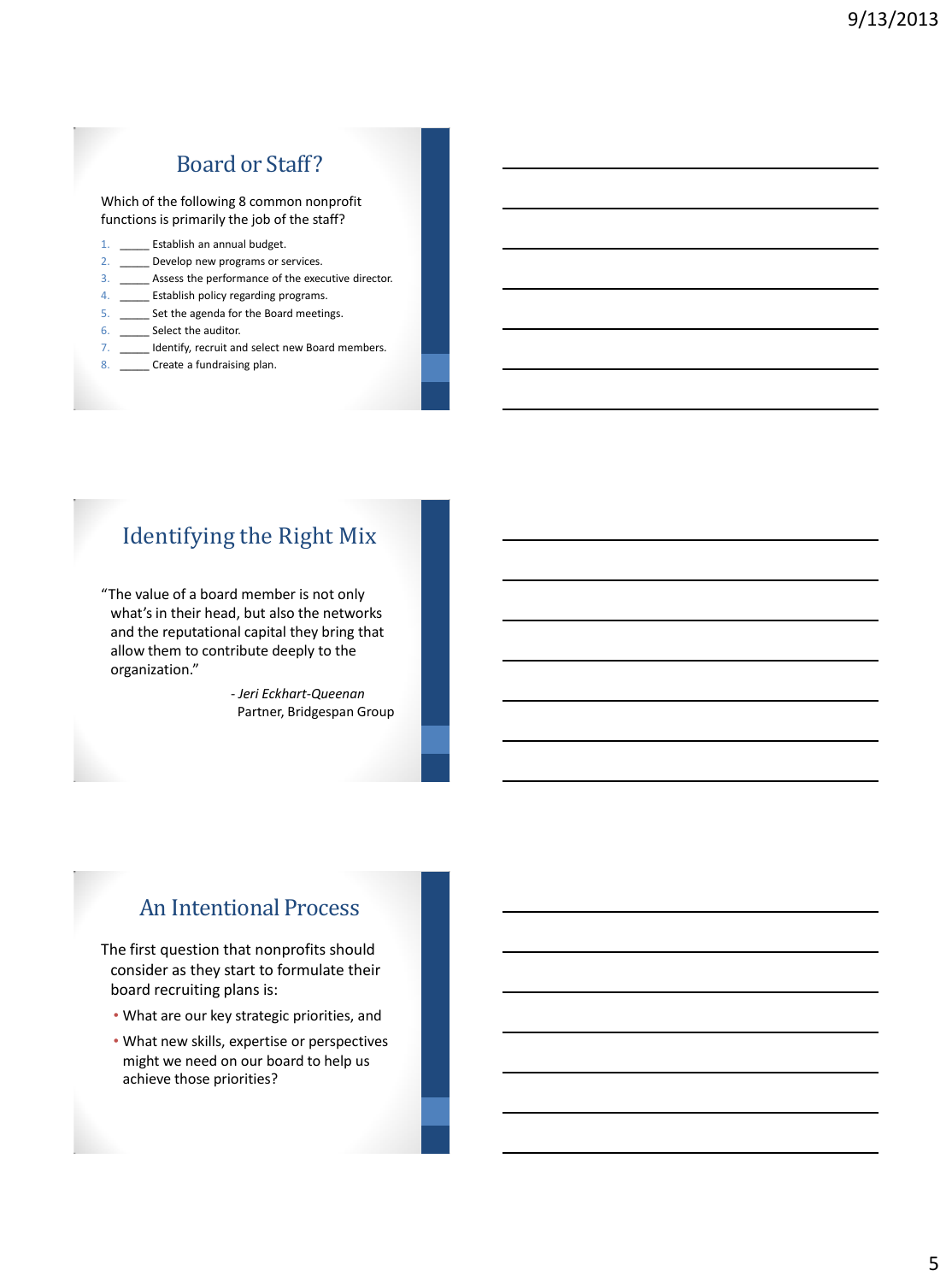## Board or Staff?

Which of the following 8 common nonprofit functions is primarily the job of the staff?

1. _____ Establish an annual budget.
2. _____ Develop new programs or services.
3. _____ Assess the performance of the executive director.
4. _____ Establish policy regarding programs.
5. _____ Set the agenda for the Board meetings.
6. _____ Select the auditor.
7. _____ Identify, recruit and select new Board members.
8. _____ Create a fundraising plan.

## Identifying the Right Mix

"The value of a board member is not only what's in their head, but also the networks and the reputational capital they bring that allow them to contribute deeply to the organization."

*- Jeri Eckhart-Queenan*
Partner, Bridgespan Group

## An Intentional Process

The first question that nonprofits should consider as they start to formulate their board recruiting plans is:

- What are our key strategic priorities, and
- What new skills, expertise or perspectives might we need on our board to help us achieve those priorities?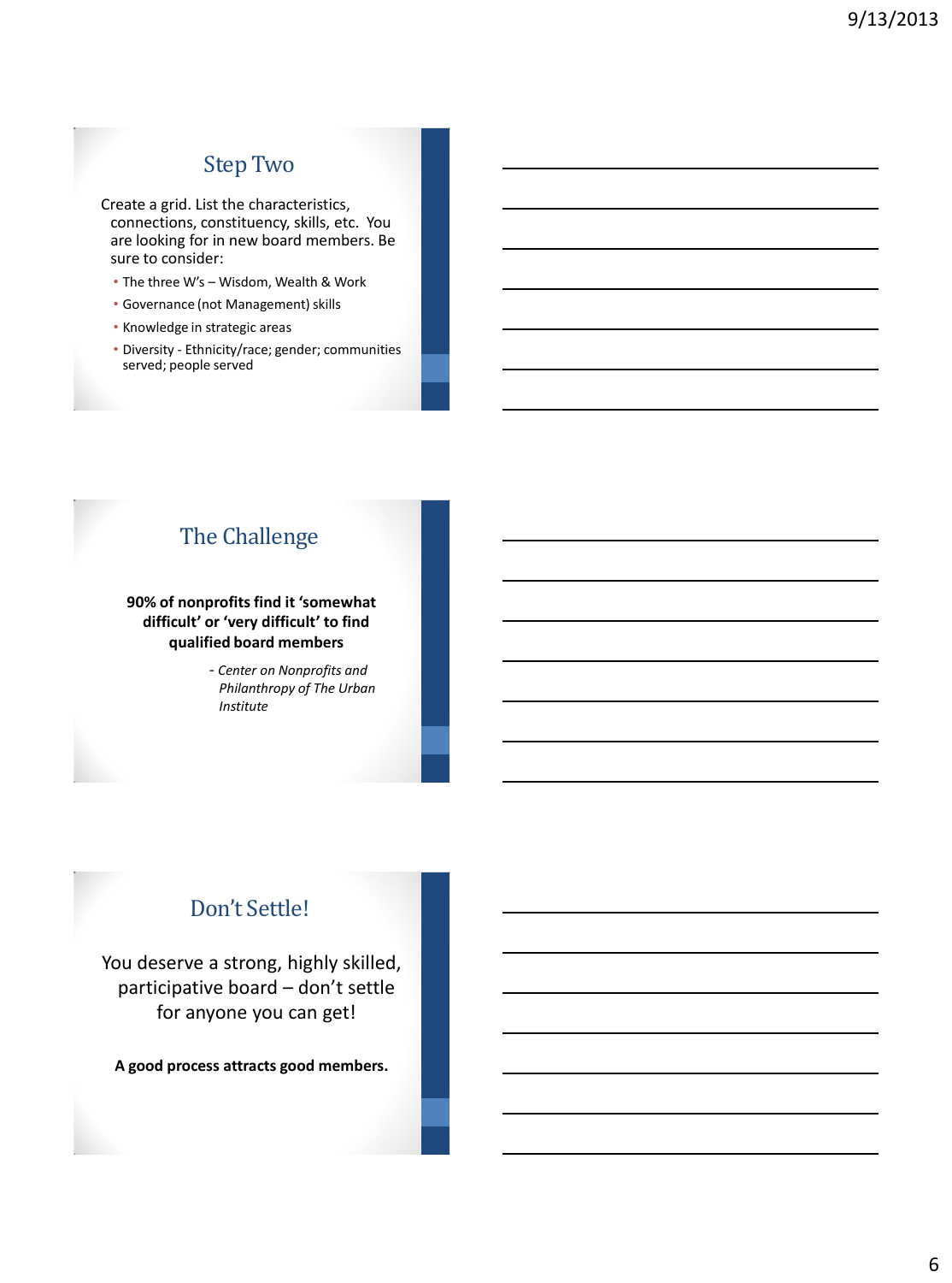## Step Two

Create a grid. List the characteristics, connections, constituency, skills, etc. You are looking for in new board members. Be sure to consider:

- The three W's – Wisdom, Wealth & Work
- Governance (not Management) skills
- Knowledge in strategic areas
- Diversity - Ethnicity/race; gender; communities served; people served

## The Challenge

**90% of nonprofits find it 'somewhat difficult' or 'very difficult' to find qualified board members**

*- Center on Nonprofits and Philanthropy of The Urban Institute*

## Don't Settle!

You deserve a strong, highly skilled, participative board – don't settle for anyone you can get!

**A good process attracts good members.**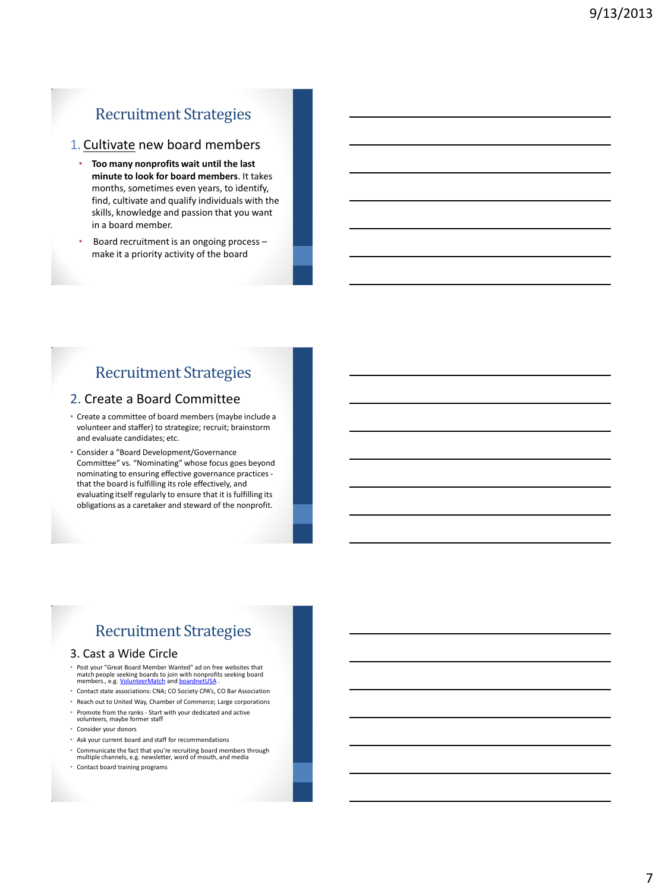## Recruitment Strategies

### 1. Cultivate new board members

- **Too many nonprofits wait until the last minute to look for board members**. It takes months, sometimes even years, to identify, find, cultivate and qualify individuals with the skills, knowledge and passion that you want in a board member.
- Board recruitment is an ongoing process – make it a priority activity of the board

## Recruitment Strategies

### 2. Create a Board Committee

- Create a committee of board members (maybe include a volunteer and staffer) to strategize; recruit; brainstorm and evaluate candidates; etc.
- Consider a "Board Development/Governance Committee" vs. "Nominating" whose focus goes beyond nominating to ensuring effective governance practices - that the board is fulfilling its role effectively, and evaluating itself regularly to ensure that it is fulfilling its obligations as a caretaker and steward of the nonprofit.

## Recruitment Strategies

### 3. Cast a Wide Circle

- Post your "Great Board Member Wanted" ad on free websites that match people seeking boards to join with nonprofits seeking board members., e.g. VolunteerMatch and boardnetUSA .
- Contact state associations: CNA; CO Society CPA's, CO Bar Association
- Reach out to United Way, Chamber of Commerce; Large corporations
- Promote from the ranks - Start with your dedicated and active volunteers, maybe former staff
- Consider your donors
- Ask your current board and staff for recommendations
- Communicate the fact that you're recruiting board members through multiple channels, e.g. newsletter, word of mouth, and media
- Contact board training programs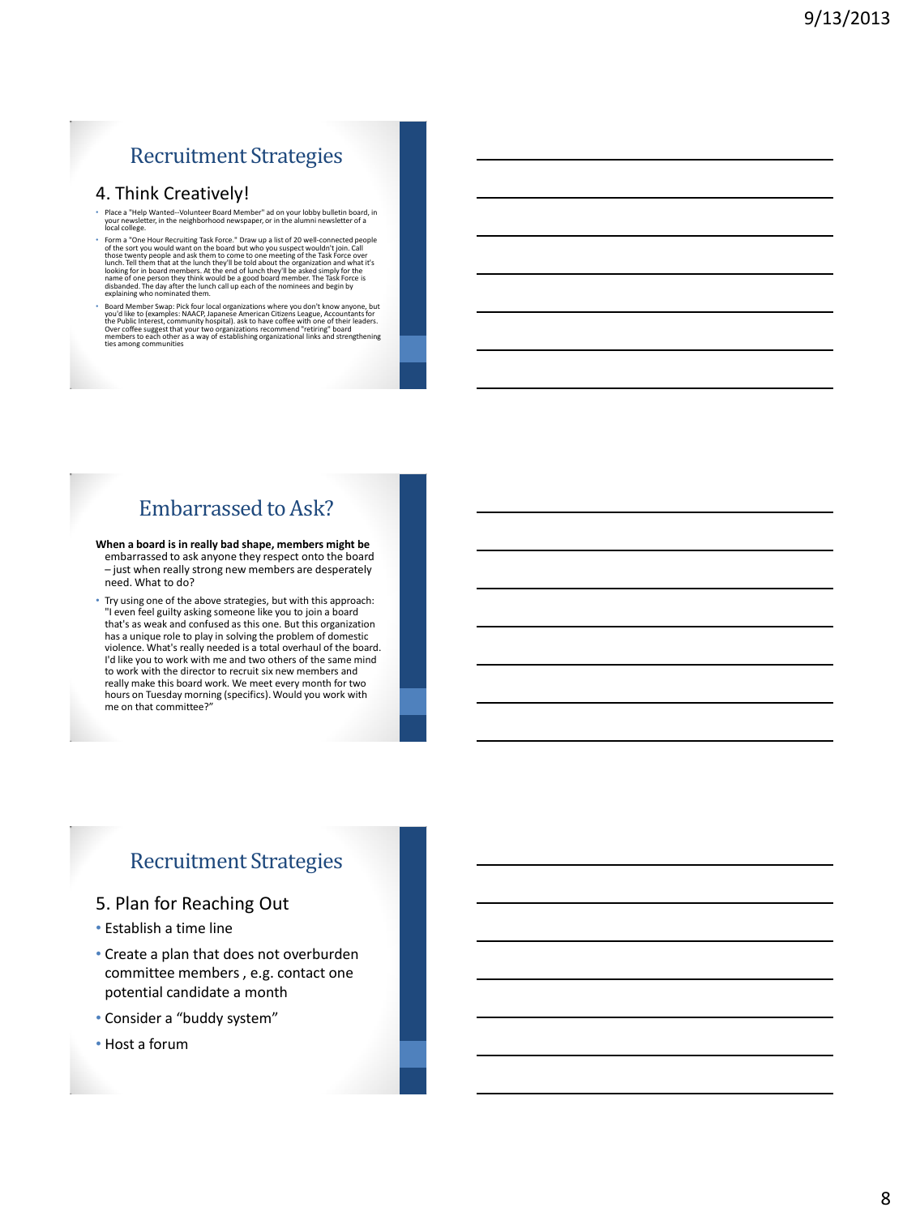## Recruitment Strategies

### 4. Think Creatively!

- Place a "Help Wanted--Volunteer Board Member" ad on your lobby bulletin board, in your newsletter, in the neighborhood newspaper, or in the alumni newsletter of a local college.
- Form a "One Hour Recruiting Task Force." Draw up a list of 20 well-connected people of the sort you would want on the board but who you suspect wouldn't join. Call those twenty people and ask them to come to one meeting of the Task Force over lunch. Tell them that at the lunch they'll be told about the organization and what it's looking for in board members. At the end of lunch they'll be asked simply for the name of one person they think would be a good board member. The Task Force is disbanded. The day after the lunch call up each of the nominees and begin by explaining who nominated them.
- Board Member Swap: Pick four local organizations where you don't know anyone, but you'd like to (examples: NAACP, Japanese American Citizens League, Accountants for the Public Interest, community hospital). ask to have coffee with one of their leaders. Over coffee suggest that your two organizations recommend "retiring" board members to each other as a way of establishing organizational links and strengthening ties among communities

## Embarrassed to Ask?

**When a board is in really bad shape, members might be** embarrassed to ask anyone they respect onto the board – just when really strong new members are desperately need. What to do?

- Try using one of the above strategies, but with this approach: "I even feel guilty asking someone like you to join a board that's as weak and confused as this one. But this organization has a unique role to play in solving the problem of domestic violence. What's really needed is a total overhaul of the board. I'd like you to work with me and two others of the same mind to work with the director to recruit six new members and really make this board work. We meet every month for two hours on Tuesday morning (specifics). Would you work with me on that committee?"

## Recruitment Strategies

### 5. Plan for Reaching Out

- Establish a time line
- Create a plan that does not overburden committee members , e.g. contact one potential candidate a month
- Consider a "buddy system"
- Host a forum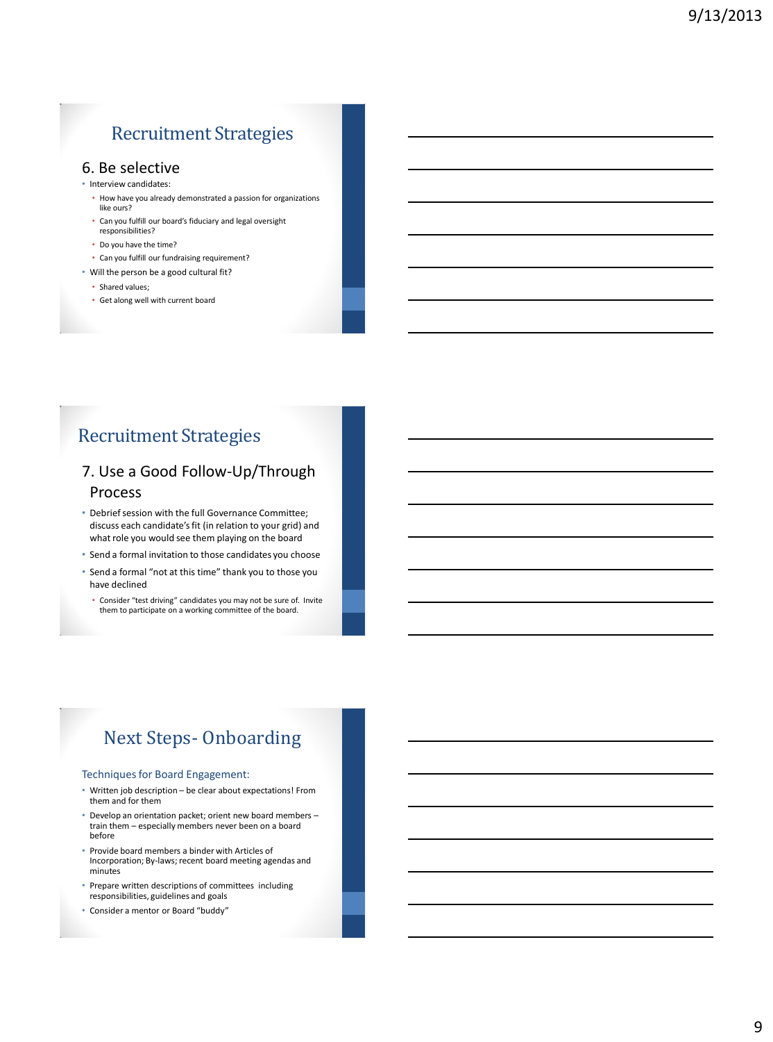## Recruitment Strategies

### 6. Be selective

- Interview candidates:
  - How have you already demonstrated a passion for organizations like ours?
  - Can you fulfill our board's fiduciary and legal oversight responsibilities?
  - Do you have the time?
  - Can you fulfill our fundraising requirement?
- Will the person be a good cultural fit?
  - Shared values;
  - Get along well with current board

## Recruitment Strategies

### 7. Use a Good Follow-Up/Through Process

- Debrief session with the full Governance Committee; discuss each candidate's fit (in relation to your grid) and what role you would see them playing on the board
- Send a formal invitation to those candidates you choose
- Send a formal "not at this time" thank you to those you have declined
  - Consider "test driving" candidates you may not be sure of. Invite them to participate on a working committee of the board.

## Next Steps- Onboarding

### Techniques for Board Engagement:

- Written job description – be clear about expectations! From them and for them
- Develop an orientation packet; orient new board members – train them – especially members never been on a board before
- Provide board members a binder with Articles of Incorporation; By-laws; recent board meeting agendas and minutes
- Prepare written descriptions of committees including responsibilities, guidelines and goals
- Consider a mentor or Board "buddy"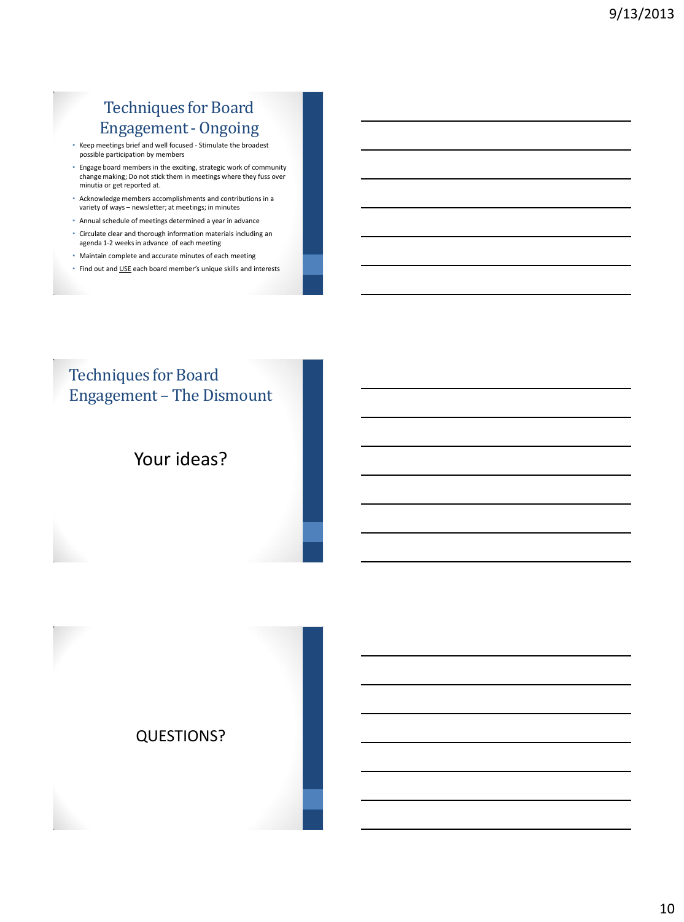## Techniques for Board Engagement - Ongoing

- Keep meetings brief and well focused - Stimulate the broadest possible participation by members
- Engage board members in the exciting, strategic work of community change making; Do not stick them in meetings where they fuss over minutia or get reported at.
- Acknowledge members accomplishments and contributions in a variety of ways – newsletter; at meetings; in minutes
- Annual schedule of meetings determined a year in advance
- Circulate clear and thorough information materials including an agenda 1-2 weeks in advance of each meeting
- Maintain complete and accurate minutes of each meeting
- Find out and USE each board member's unique skills and interests

## Techniques for Board Engagement – The Dismount

Your ideas?

QUESTIONS?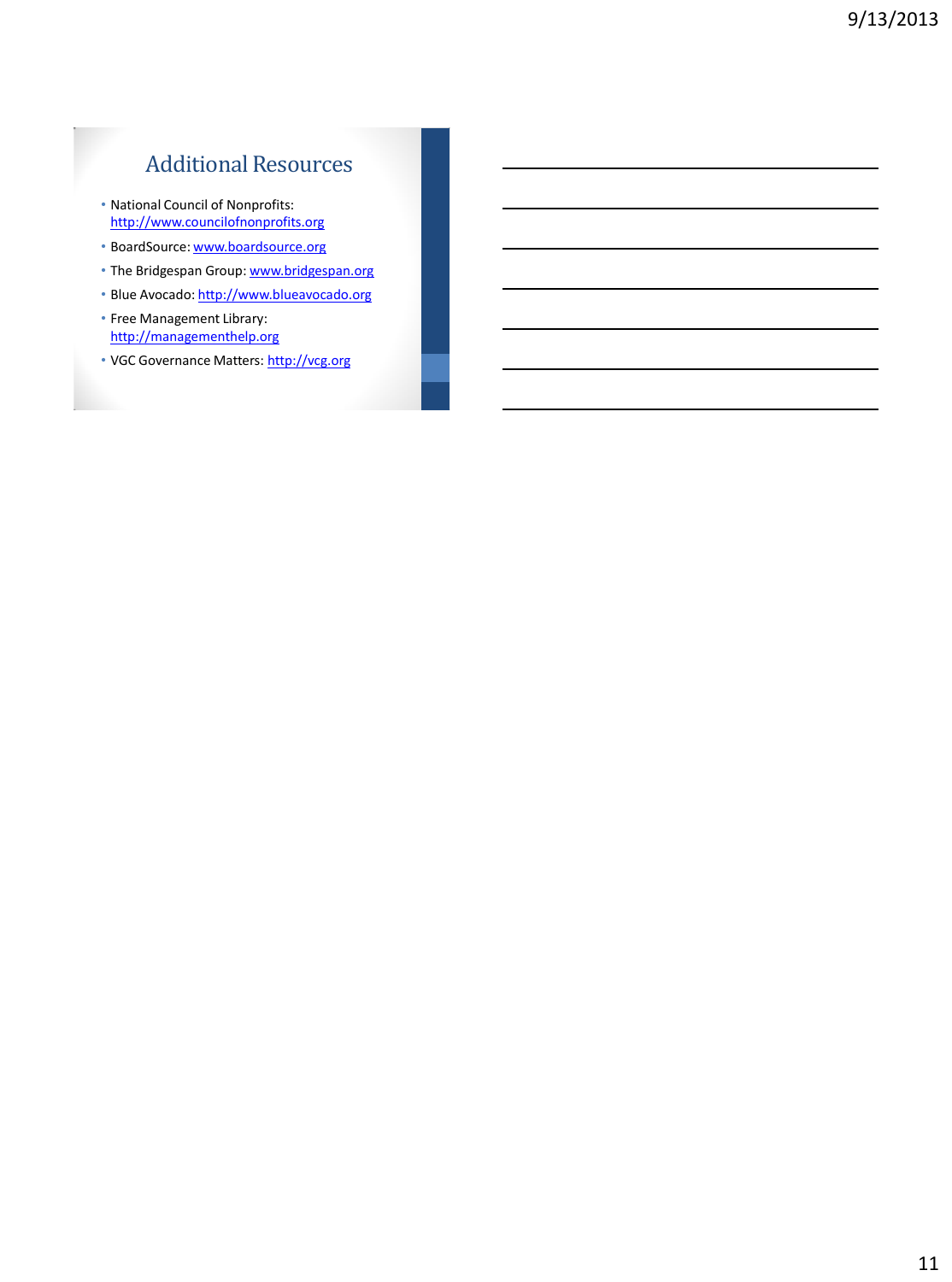## Additional Resources

- National Council of Nonprofits: http://www.councilofnonprofits.org
- BoardSource: www.boardsource.org
- The Bridgespan Group: www.bridgespan.org
- Blue Avocado: http://www.blueavocado.org
- Free Management Library: http://managementhelp.org
- VGC Governance Matters: http://vcg.org